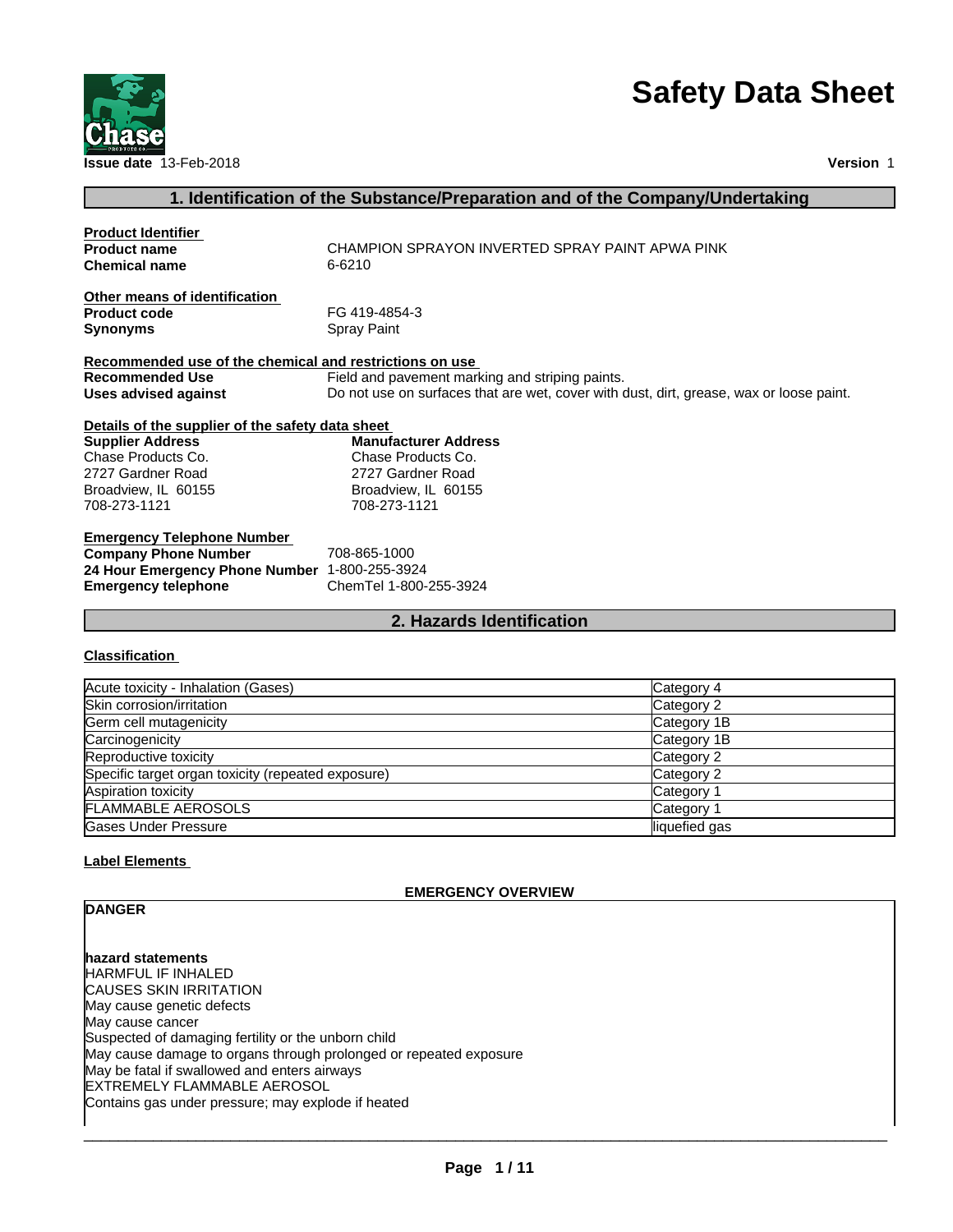# Safety Data Sheet

**Issue date** 13-Feb-2018 **Version** 1

## 1. Identification of the Substance/Preparation and of the Company/Undertaking

**Product Identifier**

| | |
|---|---|
| **Product name** | CHAMPION SPRAYON INVERTED SPRAY PAINT APWA PINK |
| **Chemical name** | 6-6210 |

**Other means of identification**

| | |
|---|---|
| **Product code** | FG 419-4854-3 |
| **Synonyms** | Spray Paint |

**Recommended use of the chemical and restrictions on use**

| | |
|---|---|
| **Recommended Use** | Field and pavement marking and striping paints. |
| **Uses advised against** | Do not use on surfaces that are wet, cover with dust, dirt, grease, wax or loose paint. |

**Details of the supplier of the safety data sheet**

| **Supplier Address** | **Manufacturer Address** |
|---|---|
| Chase Products Co. | Chase Products Co. |
| 2727 Gardner Road | 2727 Gardner Road |
| Broadview, IL 60155 | Broadview, IL 60155 |
| 708-273-1121 | 708-273-1121 |

**Emergency Telephone Number**

| | |
|---|---|
| **Company Phone Number** | 708-865-1000 |
| **24 Hour Emergency Phone Number** | 1-800-255-3924 |
| **Emergency telephone** | ChemTel 1-800-255-3924 |

## 2. Hazards Identification

**Classification**

| | |
|---|---|
| Acute toxicity - Inhalation (Gases) | Category 4 |
| Skin corrosion/irritation | Category 2 |
| Germ cell mutagenicity | Category 1B |
| Carcinogenicity | Category 1B |
| Reproductive toxicity | Category 2 |
| Specific target organ toxicity (repeated exposure) | Category 2 |
| Aspiration toxicity | Category 1 |
| FLAMMABLE AEROSOLS | Category 1 |
| Gases Under Pressure | liquefied gas |

**Label Elements**

**EMERGENCY OVERVIEW**

**DANGER**

**hazard statements**

HARMFUL IF INHALED
CAUSES SKIN IRRITATION
May cause genetic defects
May cause cancer
Suspected of damaging fertility or the unborn child
May cause damage to organs through prolonged or repeated exposure
May be fatal if swallowed and enters airways
EXTREMELY FLAMMABLE AEROSOL
Contains gas under pressure; may explode if heated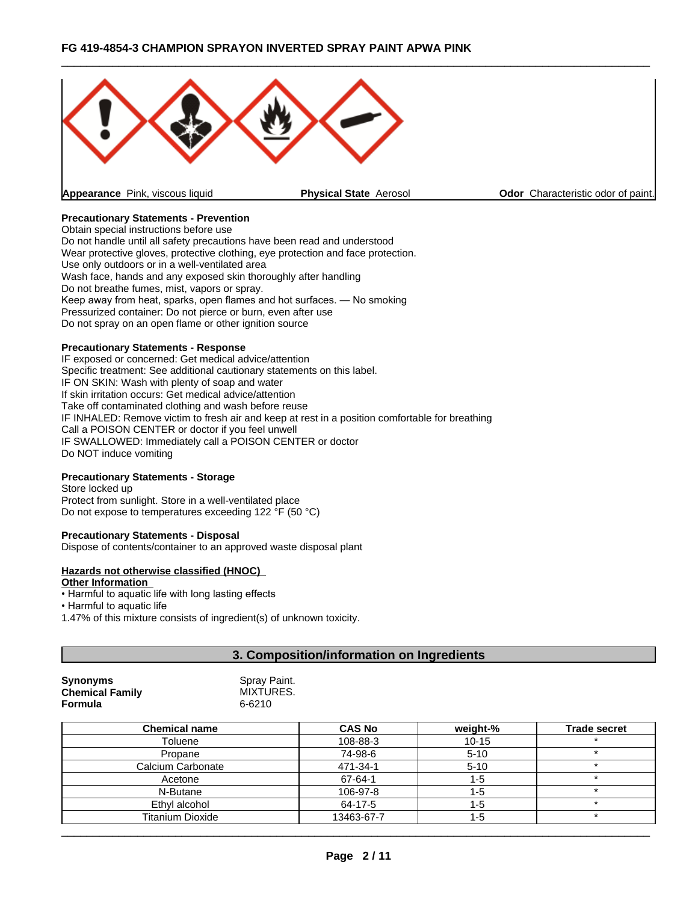| Appearance Pink, viscous liquid | Physical State Aerosol | Odor Characteristic odor of paint. |
|---|---|---|

**Precautionary Statements - Prevention**
Obtain special instructions before use
Do not handle until all safety precautions have been read and understood
Wear protective gloves, protective clothing, eye protection and face protection.
Use only outdoors or in a well-ventilated area
Wash face, hands and any exposed skin thoroughly after handling
Do not breathe fumes, mist, vapors or spray.
Keep away from heat, sparks, open flames and hot surfaces. — No smoking
Pressurized container: Do not pierce or burn, even after use
Do not spray on an open flame or other ignition source

**Precautionary Statements - Response**
IF exposed or concerned: Get medical advice/attention
Specific treatment: See additional cautionary statements on this label.
IF ON SKIN: Wash with plenty of soap and water
If skin irritation occurs: Get medical advice/attention
Take off contaminated clothing and wash before reuse
IF INHALED: Remove victim to fresh air and keep at rest in a position comfortable for breathing
Call a POISON CENTER or doctor if you feel unwell
IF SWALLOWED: Immediately call a POISON CENTER or doctor
Do NOT induce vomiting

**Precautionary Statements - Storage**
Store locked up
Protect from sunlight. Store in a well-ventilated place
Do not expose to temperatures exceeding 122 °F (50 °C)

**Precautionary Statements - Disposal**
Dispose of contents/container to an approved waste disposal plant

**Hazards not otherwise classified (HNOC)**
**Other Information**
• Harmful to aquatic life with long lasting effects
• Harmful to aquatic life
1.47% of this mixture consists of ingredient(s) of unknown toxicity.

## 3. Composition/information on Ingredients

**Synonyms** Spray Paint.
**Chemical Family** MIXTURES.
**Formula** 6-6210

| Chemical name | CAS No | weight-% | Trade secret |
|---|---|---|---|
| Toluene | 108-88-3 | 10-15 | * |
| Propane | 74-98-6 | 5-10 | * |
| Calcium Carbonate | 471-34-1 | 5-10 | * |
| Acetone | 67-64-1 | 1-5 | * |
| N-Butane | 106-97-8 | 1-5 | * |
| Ethyl alcohol | 64-17-5 | 1-5 | * |
| Titanium Dioxide | 13463-67-7 | 1-5 | * |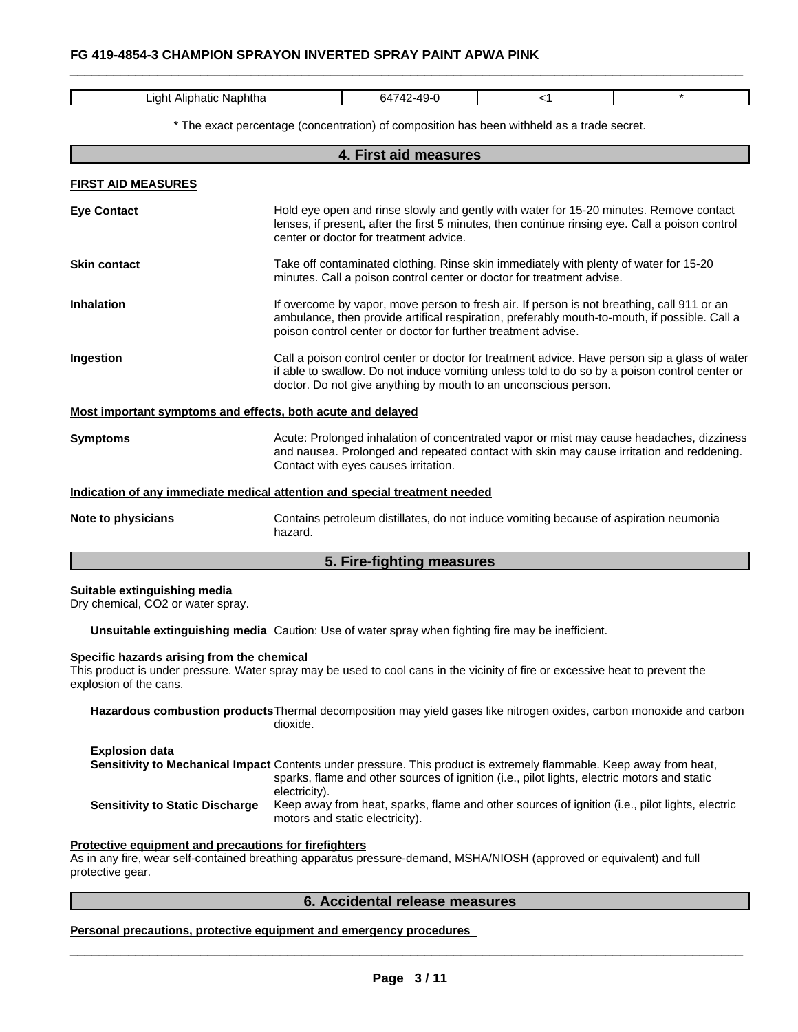| | | | |
|---|---|---|---|
| Light Aliphatic Naphtha | 64742-49-0 | <1 | * |

* The exact percentage (concentration) of composition has been withheld as a trade secret.

## 4. First aid measures

**FIRST AID MEASURES**

**Eye Contact**
Hold eye open and rinse slowly and gently with water for 15-20 minutes. Remove contact lenses, if present, after the first 5 minutes, then continue rinsing eye. Call a poison control center or doctor for treatment advice.

**Skin contact**
Take off contaminated clothing. Rinse skin immediately with plenty of water for 15-20 minutes. Call a poison control center or doctor for treatment advise.

**Inhalation**
If overcome by vapor, move person to fresh air. If person is not breathing, call 911 or an ambulance, then provide artifical respiration, preferably mouth-to-mouth, if possible. Call a poison control center or doctor for further treatment advise.

**Ingestion**
Call a poison control center or doctor for treatment advice. Have person sip a glass of water if able to swallow. Do not induce vomiting unless told to do so by a poison control center or doctor. Do not give anything by mouth to an unconscious person.

**Most important symptoms and effects, both acute and delayed**

**Symptoms**
Acute: Prolonged inhalation of concentrated vapor or mist may cause headaches, dizziness and nausea. Prolonged and repeated contact with skin may cause irritation and reddening. Contact with eyes causes irritation.

**Indication of any immediate medical attention and special treatment needed**

**Note to physicians**
Contains petroleum distillates, do not induce vomiting because of aspiration neumonia hazard.

## 5. Fire-fighting measures

**Suitable extinguishing media**
Dry chemical, $CO_2$ or water spray.

**Unsuitable extinguishing media** Caution: Use of water spray when fighting fire may be inefficient.

**Specific hazards arising from the chemical**
This product is under pressure. Water spray may be used to cool cans in the vicinity of fire or excessive heat to prevent the explosion of the cans.

**Hazardous combustion products** Thermal decomposition may yield gases like nitrogen oxides, carbon monoxide and carbon dioxide.

**Explosion data**

**Sensitivity to Mechanical Impact** Contents under pressure. This product is extremely flammable. Keep away from heat, sparks, flame and other sources of ignition (i.e., pilot lights, electric motors and static electricity).

**Sensitivity to Static Discharge** Keep away from heat, sparks, flame and other sources of ignition (i.e., pilot lights, electric motors and static electricity).

**Protective equipment and precautions for firefighters**
As in any fire, wear self-contained breathing apparatus pressure-demand, MSHA/NIOSH (approved or equivalent) and full protective gear.

## 6. Accidental release measures

**Personal precautions, protective equipment and emergency procedures**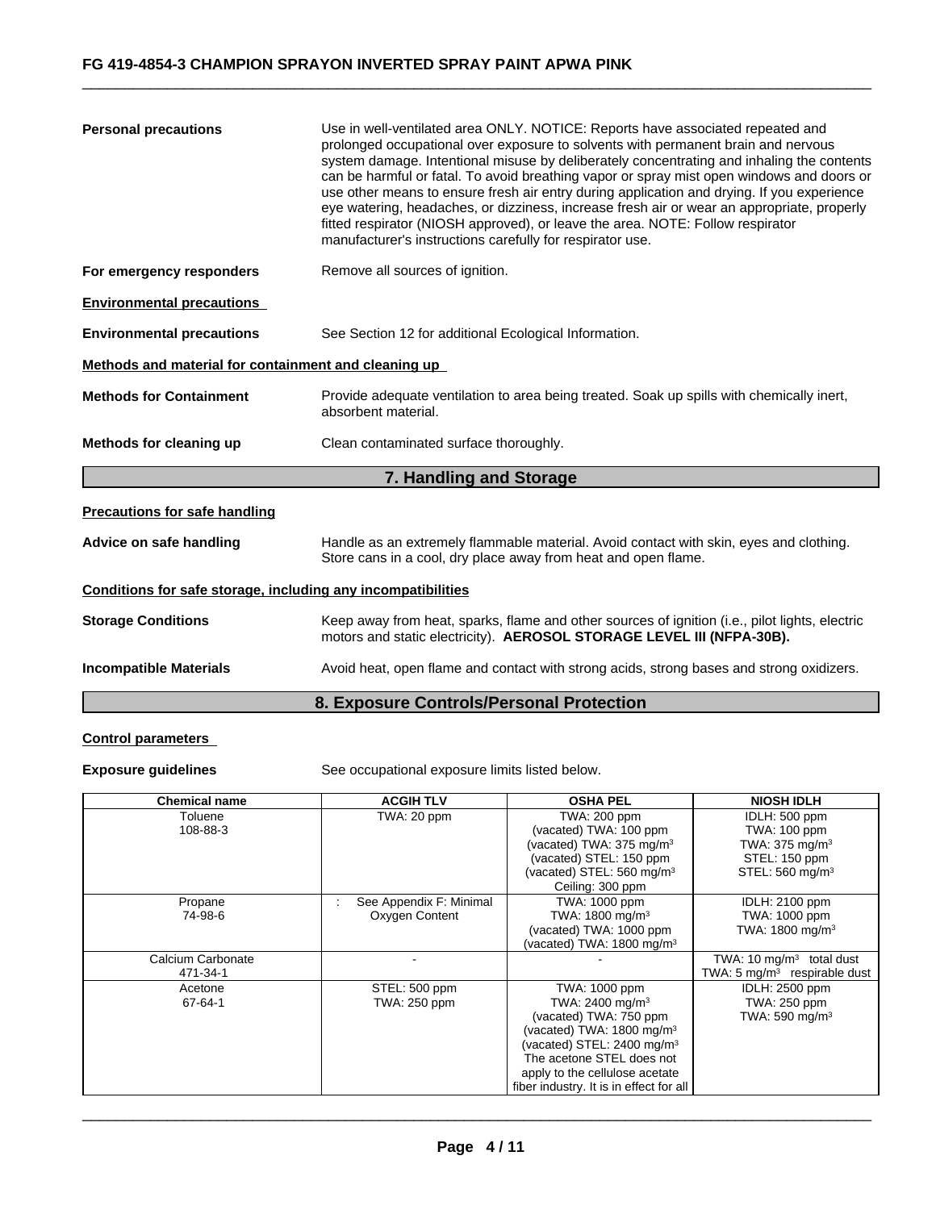**Personal precautions** Use in well-ventilated area ONLY. NOTICE: Reports have associated repeated and prolonged occupational over exposure to solvents with permanent brain and nervous system damage. Intentional misuse by deliberately concentrating and inhaling the contents can be harmful or fatal. To avoid breathing vapor or spray mist open windows and doors or use other means to ensure fresh air entry during application and drying. If you experience eye watering, headaches, or dizziness, increase fresh air or wear an appropriate, properly fitted respirator (NIOSH approved), or leave the area. NOTE: Follow respirator manufacturer's instructions carefully for respirator use.

**For emergency responders** Remove all sources of ignition.

**Environmental precautions**

**Environmental precautions** See Section 12 for additional Ecological Information.

**Methods and material for containment and cleaning up**

**Methods for Containment** Provide adequate ventilation to area being treated. Soak up spills with chemically inert, absorbent material.

**Methods for cleaning up** Clean contaminated surface thoroughly.

## 7. Handling and Storage

**Precautions for safe handling**

**Advice on safe handling** Handle as an extremely flammable material. Avoid contact with skin, eyes and clothing. Store cans in a cool, dry place away from heat and open flame.

**Conditions for safe storage, including any incompatibilities**

**Storage Conditions** Keep away from heat, sparks, flame and other sources of ignition (i.e., pilot lights, electric motors and static electricity). **AEROSOL STORAGE LEVEL III (NFPA-30B).**

**Incompatible Materials** Avoid heat, open flame and contact with strong acids, strong bases and strong oxidizers.

## 8. Exposure Controls/Personal Protection

**Control parameters**

**Exposure guidelines** See occupational exposure limits listed below.

| Chemical name | ACGIH TLV | OSHA PEL | NIOSH IDLH |
|---|---|---|---|
| Toluene<br>108-88-3 | TWA: 20 ppm | TWA: 200 ppm<br>(vacated) TWA: 100 ppm<br>(vacated) TWA: 375 mg/m³<br>(vacated) STEL: 150 ppm<br>(vacated) STEL: 560 mg/m³<br>Ceiling: 300 ppm | IDLH: 500 ppm<br>TWA: 100 ppm<br>TWA: 375 mg/m³<br>STEL: 150 ppm<br>STEL: 560 mg/m³ |
| Propane<br>74-98-6 | : See Appendix F: Minimal Oxygen Content | TWA: 1000 ppm<br>TWA: 1800 mg/m³<br>(vacated) TWA: 1000 ppm<br>(vacated) TWA: 1800 mg/m³ | IDLH: 2100 ppm<br>TWA: 1000 ppm<br>TWA: 1800 mg/m³ |
| Calcium Carbonate<br>471-34-1 | - | - | TWA: 10 mg/m³ total dust<br>TWA: 5 mg/m³ respirable dust |
| Acetone<br>67-64-1 | STEL: 500 ppm<br>TWA: 250 ppm | TWA: 1000 ppm<br>TWA: 2400 mg/m³<br>(vacated) TWA: 750 ppm<br>(vacated) TWA: 1800 mg/m³<br>(vacated) STEL: 2400 mg/m³<br>The acetone STEL does not apply to the cellulose acetate fiber industry. It is in effect for all | IDLH: 2500 ppm<br>TWA: 250 ppm<br>TWA: 590 mg/m³ |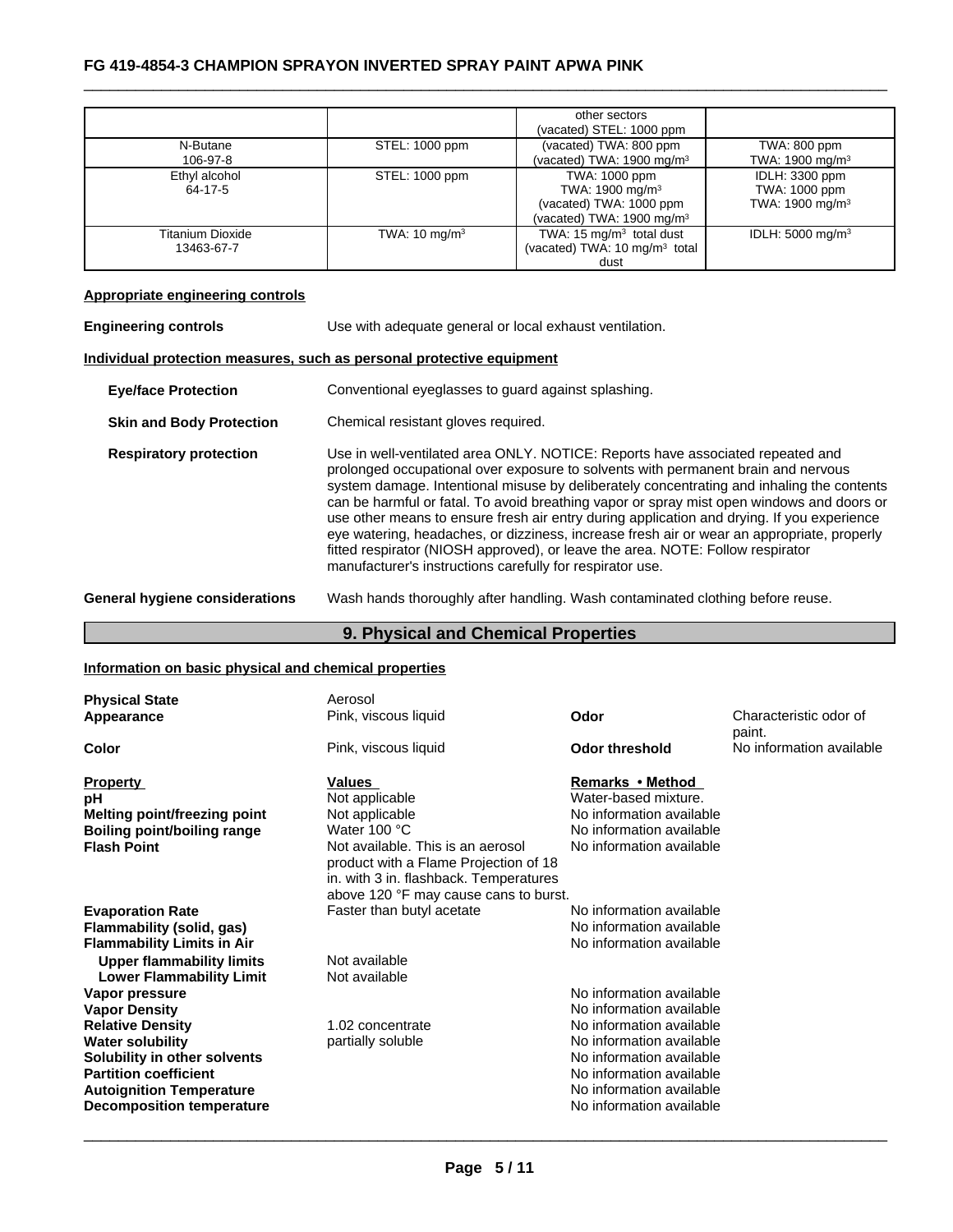| | | | |
|---|---|---|---|
| | | other sectors (vacated) STEL: 1000 ppm | |
| N-Butane 106-97-8 | STEL: 1000 ppm | (vacated) TWA: 800 ppm (vacated) TWA: 1900 mg/m³ | TWA: 800 ppm TWA: 1900 mg/m³ |
| Ethyl alcohol 64-17-5 | STEL: 1000 ppm | TWA: 1000 ppm TWA: 1900 mg/m³ (vacated) TWA: 1000 ppm (vacated) TWA: 1900 mg/m³ | IDLH: 3300 ppm TWA: 1000 ppm TWA: 1900 mg/m³ |
| Titanium Dioxide 13463-67-7 | TWA: 10 mg/m³ | TWA: 15 mg/m³ total dust (vacated) TWA: 10 mg/m³ total dust | IDLH: 5000 mg/m³ |

**Appropriate engineering controls**

**Engineering controls** Use with adequate general or local exhaust ventilation.

**Individual protection measures, such as personal protective equipment**

**Eye/face Protection** Conventional eyeglasses to guard against splashing.

**Skin and Body Protection** Chemical resistant gloves required.

**Respiratory protection** Use in well-ventilated area ONLY. NOTICE: Reports have associated repeated and prolonged occupational over exposure to solvents with permanent brain and nervous system damage. Intentional misuse by deliberately concentrating and inhaling the contents can be harmful or fatal. To avoid breathing vapor or spray mist open windows and doors or use other means to ensure fresh air entry during application and drying. If you experience eye watering, headaches, or dizziness, increase fresh air or wear an appropriate, properly fitted respirator (NIOSH approved), or leave the area. NOTE: Follow respirator manufacturer's instructions carefully for respirator use.

**General hygiene considerations** Wash hands thoroughly after handling. Wash contaminated clothing before reuse.

## 9. Physical and Chemical Properties

**Information on basic physical and chemical properties**

| | | | |
|---|---|---|---|
| **Physical State** | Aerosol | | |
| **Appearance** | Pink, viscous liquid | **Odor** | Characteristic odor of paint. |
| **Color** | Pink, viscous liquid | **Odor threshold** | No information available |

| **Property** | **Values** | **Remarks • Method** |
|---|---|---|
| **pH** | Not applicable | Water-based mixture. |
| **Melting point/freezing point** | Not applicable | No information available |
| **Boiling point/boiling range** | Water 100 °C | No information available |
| **Flash Point** | Not available. This is an aerosol product with a Flame Projection of 18 in. with 3 in. flashback. Temperatures above 120 °F may cause cans to burst. | No information available |
| **Evaporation Rate** | Faster than butyl acetate | No information available |
| **Flammability (solid, gas)** | | No information available |
| **Flammability Limits in Air** | | No information available |
| **Upper flammability limits** | Not available | |
| **Lower Flammability Limit** | Not available | |
| **Vapor pressure** | | No information available |
| **Vapor Density** | | No information available |
| **Relative Density** | 1.02 concentrate | No information available |
| **Water solubility** | partially soluble | No information available |
| **Solubility in other solvents** | | No information available |
| **Partition coefficient** | | No information available |
| **Autoignition Temperature** | | No information available |
| **Decomposition temperature** | | No information available |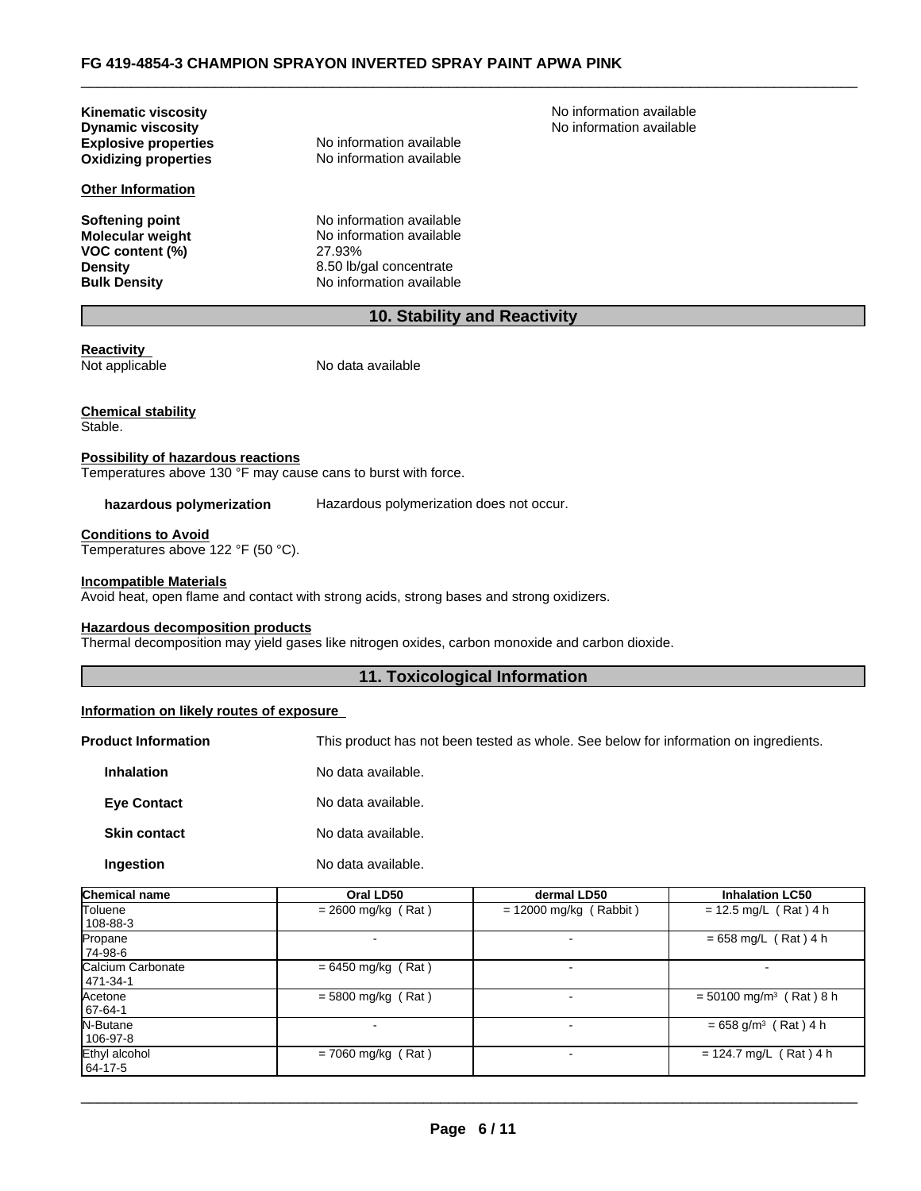**Kinematic viscosity** No information available
**Dynamic viscosity** No information available
**Explosive properties** No information available
**Oxidizing properties** No information available

**Other Information**

**Softening point** No information available
**Molecular weight** No information available
**VOC content (%)** 27.93%
**Density** 8.50 lb/gal concentrate
**Bulk Density** No information available

## 10. Stability and Reactivity

**Reactivity**
Not applicable No data available

**Chemical stability**
Stable.

**Possibility of hazardous reactions**
Temperatures above 130 °F may cause cans to burst with force.

**hazardous polymerization** Hazardous polymerization does not occur.

**Conditions to Avoid**
Temperatures above 122 °F (50 °C).

**Incompatible Materials**
Avoid heat, open flame and contact with strong acids, strong bases and strong oxidizers.

**Hazardous decomposition products**
Thermal decomposition may yield gases like nitrogen oxides, carbon monoxide and carbon dioxide.

## 11. Toxicological Information

**Information on likely routes of exposure**

**Product Information** This product has not been tested as whole. See below for information on ingredients.

**Inhalation** No data available.

**Eye Contact** No data available.

**Skin contact** No data available.

**Ingestion** No data available.

| Chemical name | Oral LD50 | dermal LD50 | Inhalation LC50 |
|---|---|---|---|
| Toluene<br>108-88-3 | = 2600 mg/kg ( Rat ) | = 12000 mg/kg ( Rabbit ) | = 12.5 mg/L ( Rat ) 4 h |
| Propane<br>74-98-6 | - | - | = 658 mg/L ( Rat ) 4 h |
| Calcium Carbonate<br>471-34-1 | = 6450 mg/kg ( Rat ) | - | - |
| Acetone<br>67-64-1 | = 5800 mg/kg ( Rat ) | - | = 50100 mg/m³ ( Rat ) 8 h |
| N-Butane<br>106-97-8 | - | - | = 658 g/m³ ( Rat ) 4 h |
| Ethyl alcohol<br>64-17-5 | = 7060 mg/kg ( Rat ) | - | = 124.7 mg/L ( Rat ) 4 h |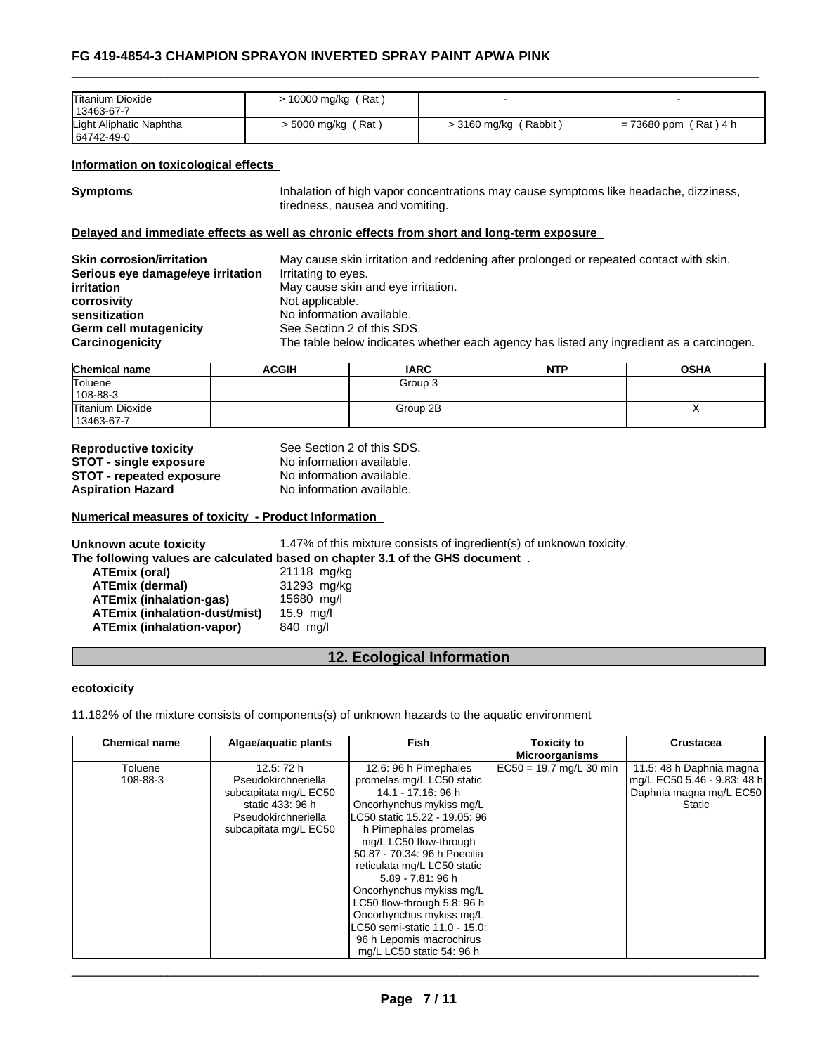| | | | |
|---|---|---|---|
| Titanium Dioxide 13463-67-7 | > 10000 mg/kg ( Rat ) | - | - |
| Light Aliphatic Naphtha 64742-49-0 | > 5000 mg/kg ( Rat ) | > 3160 mg/kg ( Rabbit ) | = 73680 ppm ( Rat ) 4 h |

**Information on toxicological effects**

**Symptoms** Inhalation of high vapor concentrations may cause symptoms like headache, dizziness, tiredness, nausea and vomiting.

**Delayed and immediate effects as well as chronic effects from short and long-term exposure**

**Skin corrosion/irritation** May cause skin irritation and reddening after prolonged or repeated contact with skin.
**Serious eye damage/eye irritation** Irritating to eyes.
**irritation** May cause skin and eye irritation.
**corrosivity** Not applicable.
**sensitization** No information available.
**Germ cell mutagenicity** See Section 2 of this SDS.
**Carcinogenicity** The table below indicates whether each agency has listed any ingredient as a carcinogen.

| Chemical name | ACGIH | IARC | NTP | OSHA |
|---|---|---|---|---|
| Toluene 108-88-3 | | Group 3 | | |
| Titanium Dioxide 13463-67-7 | | Group 2B | | X |

**Reproductive toxicity** See Section 2 of this SDS.
**STOT - single exposure** No information available.
**STOT - repeated exposure** No information available.
**Aspiration Hazard** No information available.

**Numerical measures of toxicity - Product Information**

**Unknown acute toxicity** 1.47% of this mixture consists of ingredient(s) of unknown toxicity.
**The following values are calculated based on chapter 3.1 of the GHS document** .

- **ATEmix (oral)** 21118 mg/kg
- **ATEmix (dermal)** 31293 mg/kg
- **ATEmix (inhalation-gas)** 15680 mg/l
- **ATEmix (inhalation-dust/mist)** 15.9 mg/l
- **ATEmix (inhalation-vapor)** 840 mg/l

## 12. Ecological Information

**ecotoxicity**

11.182% of the mixture consists of components(s) of unknown hazards to the aquatic environment

| Chemical name | Algae/aquatic plants | Fish | Toxicity to Microorganisms | Crustacea |
|---|---|---|---|---|
| Toluene 108-88-3 | 12.5: 72 h Pseudokirchneriella subcapitata mg/L EC50 static 433: 96 h Pseudokirchneriella subcapitata mg/L EC50 | 12.6: 96 h Pimephales promelas mg/L LC50 static 14.1 - 17.16: 96 h Oncorhynchus mykiss mg/L LC50 static 15.22 - 19.05: 96 h Pimephales promelas mg/L LC50 flow-through 50.87 - 70.34: 96 h Poecilia reticulata mg/L LC50 static 5.89 - 7.81: 96 h Oncorhynchus mykiss mg/L LC50 flow-through 5.8: 96 h Oncorhynchus mykiss mg/L LC50 semi-static 11.0 - 15.0: 96 h Lepomis macrochirus mg/L LC50 static 54: 96 h | EC50 = 19.7 mg/L 30 min | 11.5: 48 h Daphnia magna mg/L EC50 5.46 - 9.83: 48 h Daphnia magna mg/L EC50 Static |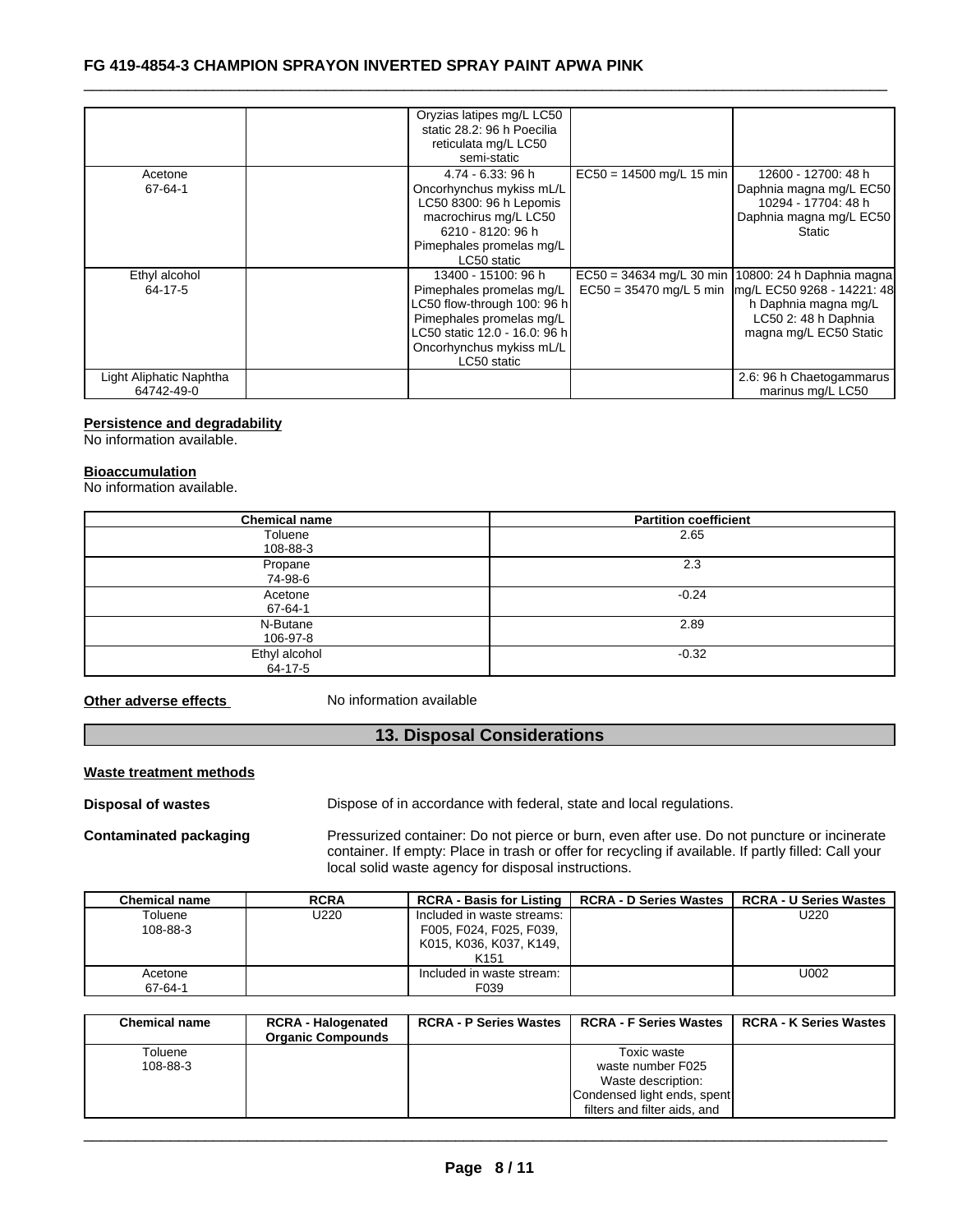| | | | | |
|---|---|---|---|---|
| | | Oryzias latipes mg/L LC50 static 28.2: 96 h Poecilia reticulata mg/L LC50 semi-static | | |
| Acetone<br>67-64-1 | | 4.74 - 6.33: 96 h Oncorhynchus mykiss mL/L LC50 8300: 96 h Lepomis macrochirus mg/L LC50 6210 - 8120: 96 h Pimephales promelas mg/L LC50 static | EC50 = 14500 mg/L 15 min | 12600 - 12700: 48 h Daphnia magna mg/L EC50 10294 - 17704: 48 h Daphnia magna mg/L EC50 Static |
| Ethyl alcohol<br>64-17-5 | | 13400 - 15100: 96 h Pimephales promelas mg/L LC50 flow-through 100: 96 h Pimephales promelas mg/L LC50 static 12.0 - 16.0: 96 h Oncorhynchus mykiss mL/L LC50 static | EC50 = 34634 mg/L 30 min EC50 = 35470 mg/L 5 min | 10800: 24 h Daphnia magna mg/L EC50 9268 - 14221: 48 h Daphnia magna mg/L LC50 2: 48 h Daphnia magna mg/L EC50 Static |
| Light Aliphatic Naphtha<br>64742-49-0 | | | | 2.6: 96 h Chaetogammarus marinus mg/L LC50 |

**Persistence and degradability**

No information available.

**Bioaccumulation**

No information available.

| Chemical name | Partition coefficient |
|---|---|
| Toluene<br>108-88-3 | 2.65 |
| Propane<br>74-98-6 | 2.3 |
| Acetone<br>67-64-1 | -0.24 |
| N-Butane<br>106-97-8 | 2.89 |
| Ethyl alcohol<br>64-17-5 | -0.32 |

**Other adverse effects** No information available

## 13. Disposal Considerations

**Waste treatment methods**

**Disposal of wastes** Dispose of in accordance with federal, state and local regulations.

**Contaminated packaging** Pressurized container: Do not pierce or burn, even after use. Do not puncture or incinerate container. If empty: Place in trash or offer for recycling if available. If partly filled: Call your local solid waste agency for disposal instructions.

| Chemical name | RCRA | RCRA - Basis for Listing | RCRA - D Series Wastes | RCRA - U Series Wastes |
|---|---|---|---|---|
| Toluene<br>108-88-3 | U220 | Included in waste streams: F005, F024, F025, F039, K015, K036, K037, K149, K151 | | U220 |
| Acetone<br>67-64-1 | | Included in waste stream: F039 | | U002 |

| Chemical name | RCRA - Halogenated Organic Compounds | RCRA - P Series Wastes | RCRA - F Series Wastes | RCRA - K Series Wastes |
|---|---|---|---|---|
| Toluene<br>108-88-3 | | | Toxic waste waste number F025 Waste description: Condensed light ends, spent filters and filter aids, and | |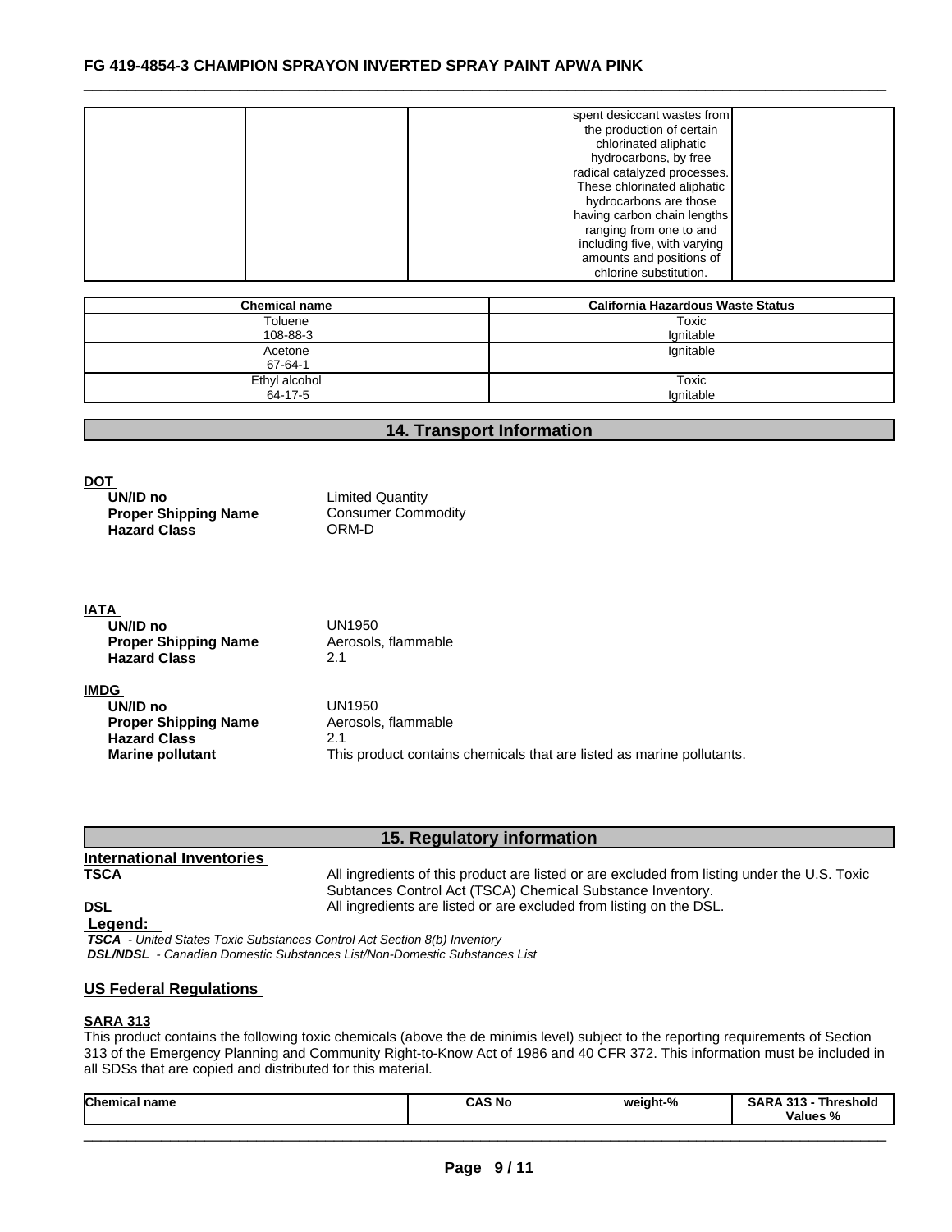| | | | | |
|---|---|---|---|---|
| | | | spent desiccant wastes from the production of certain chlorinated aliphatic hydrocarbons, by free radical catalyzed processes. These chlorinated aliphatic hydrocarbons are those having carbon chain lengths ranging from one to and including five, with varying amounts and positions of chlorine substitution. | |

| Chemical name | California Hazardous Waste Status |
|---|---|
| Toluene<br>108-88-3 | Toxic<br>Ignitable |
| Acetone<br>67-64-1 | Ignitable |
| Ethyl alcohol<br>64-17-5 | Toxic<br>Ignitable |

## 14. Transport Information

**DOT**

**UN/ID no** Limited Quantity
**Proper Shipping Name** Consumer Commodity
**Hazard Class** ORM-D

**IATA**

**UN/ID no** UN1950
**Proper Shipping Name** Aerosols, flammable
**Hazard Class** 2.1

**IMDG**

**UN/ID no** UN1950
**Proper Shipping Name** Aerosols, flammable
**Hazard Class** 2.1
**Marine pollutant** This product contains chemicals that are listed as marine pollutants.

## 15. Regulatory information

**International Inventories**

**TSCA** All ingredients of this product are listed or are excluded from listing under the U.S. Toxic Subtances Control Act (TSCA) Chemical Substance Inventory.

**DSL** All ingredients are listed or are excluded from listing on the DSL.

**Legend:**

***TSCA*** *- United States Toxic Substances Control Act Section 8(b) Inventory*
***DSL/NDSL*** *- Canadian Domestic Substances List/Non-Domestic Substances List*

**US Federal Regulations**

**SARA 313**

This product contains the following toxic chemicals (above the de minimis level) subject to the reporting requirements of Section 313 of the Emergency Planning and Community Right-to-Know Act of 1986 and 40 CFR 372. This information must be included in all SDSs that are copied and distributed for this material.

| Chemical name | CAS No | weight-% | SARA 313 - Threshold Values % |
|---|---|---|---|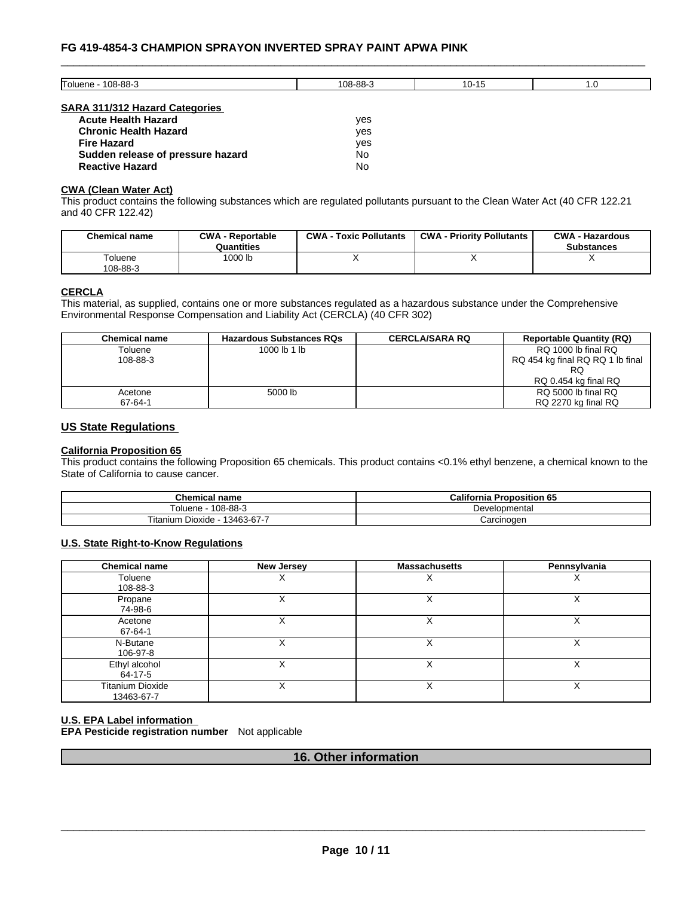| | | | |
|---|---|---|---|
| Toluene - 108-88-3 | 108-88-3 | 10-15 | 1.0 |

**SARA 311/312 Hazard Categories**

| | |
|---|---|
| **Acute Health Hazard** | yes |
| **Chronic Health Hazard** | yes |
| **Fire Hazard** | yes |
| **Sudden release of pressure hazard** | No |
| **Reactive Hazard** | No |

**CWA (Clean Water Act)**

This product contains the following substances which are regulated pollutants pursuant to the Clean Water Act (40 CFR 122.21 and 40 CFR 122.42)

| Chemical name | CWA - Reportable Quantities | CWA - Toxic Pollutants | CWA - Priority Pollutants | CWA - Hazardous Substances |
|---|---|---|---|---|
| Toluene 108-88-3 | 1000 lb | X | X | X |

**CERCLA**

This material, as supplied, contains one or more substances regulated as a hazardous substance under the Comprehensive Environmental Response Compensation and Liability Act (CERCLA) (40 CFR 302)

| Chemical name | Hazardous Substances RQs | CERCLA/SARA RQ | Reportable Quantity (RQ) |
|---|---|---|---|
| Toluene 108-88-3 | 1000 lb 1 lb | | RQ 1000 lb final RQ RQ 454 kg final RQ RQ 1 lb final RQ RQ 0.454 kg final RQ |
| Acetone 67-64-1 | 5000 lb | | RQ 5000 lb final RQ RQ 2270 kg final RQ |

## US State Regulations

**California Proposition 65**

This product contains the following Proposition 65 chemicals. This product contains <0.1% ethyl benzene, a chemical known to the State of California to cause cancer.

| Chemical name | California Proposition 65 |
|---|---|
| Toluene - 108-88-3 | Developmental |
| Titanium Dioxide - 13463-67-7 | Carcinogen |

**U.S. State Right-to-Know Regulations**

| Chemical name | New Jersey | Massachusetts | Pennsylvania |
|---|---|---|---|
| Toluene 108-88-3 | X | X | X |
| Propane 74-98-6 | X | X | X |
| Acetone 67-64-1 | X | X | X |
| N-Butane 106-97-8 | X | X | X |
| Ethyl alcohol 64-17-5 | X | X | X |
| Titanium Dioxide 13463-67-7 | X | X | X |

**U.S. EPA Label information**

**EPA Pesticide registration number** Not applicable

## 16. Other information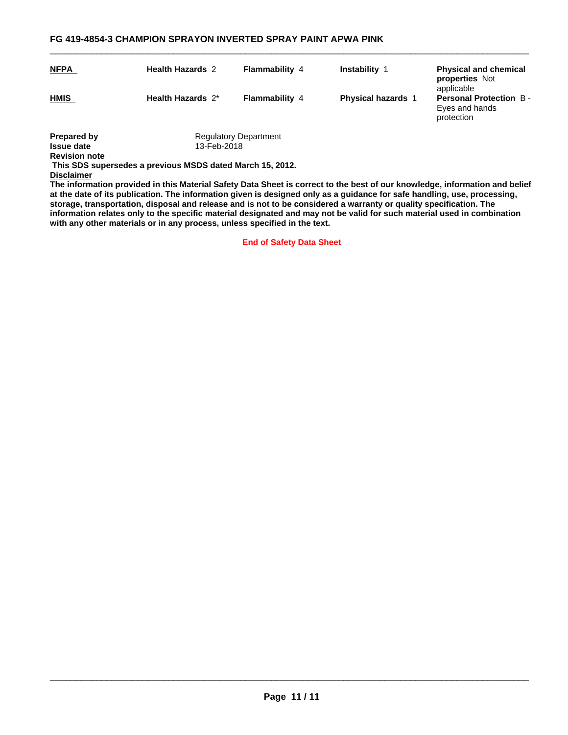| | | | | |
|---|---|---|---|---|
| **NFPA** | **Health Hazards** 2 | **Flammability** 4 | **Instability** 1 | **Physical and chemical properties** Not applicable |
| **HMIS** | **Health Hazards** 2* | **Flammability** 4 | **Physical hazards** 1 | **Personal Protection** B - Eyes and hands protection |

**Prepared by** Regulatory Department
**Issue date** 13-Feb-2018
**Revision note**
**This SDS supersedes a previous MSDS dated March 15, 2012.**

**Disclaimer**

**The information provided in this Material Safety Data Sheet is correct to the best of our knowledge, information and belief at the date of its publication. The information given is designed only as a guidance for safe handling, use, processing, storage, transportation, disposal and release and is not to be considered a warranty or quality specification. The information relates only to the specific material designated and may not be valid for such material used in combination with any other materials or in any process, unless specified in the text.**

**End of Safety Data Sheet**